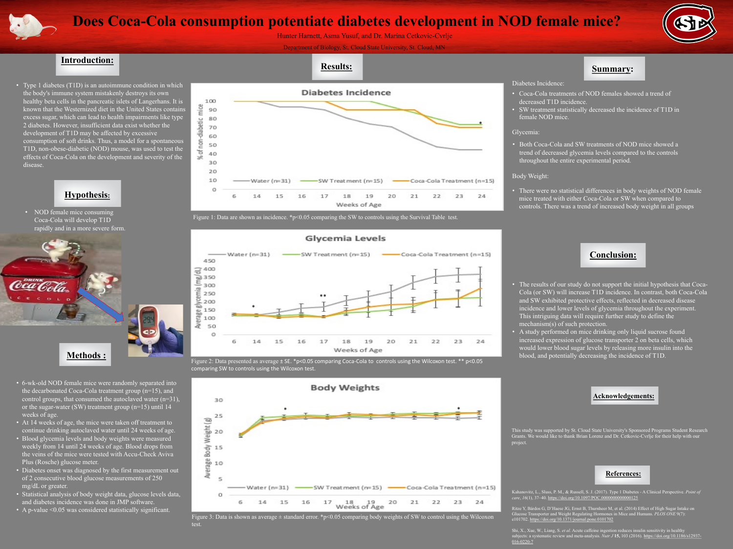# Does Coca-Cola consumption potentiate diabetes development in NOD female mice?

Hunter Harnett, Asma Yusuf, and Dr. Marina Cetkovic-Cvrlje

Department of Biology, St. Cloud State University, St. Cloud, MN

## Introduction:

- Type 1 diabetes (T1D) is an autoimmune condition in which the body's immune system mistakenly destroys its own healthy beta cells in the pancreatic islets of Langerhans. It is known that the Westernized diet in the United States contains excess sugar, which can lead to health impairments like type 2 diabetes. However, insufficient data exist whether the development of T1D may be affected by excessive consumption of soft drinks. Thus, a model for a spontaneous T1D, non-obese-diabetic (NOD) mouse, was used to test the effects of Coca-Cola on the development and severity of the disease.

## Hypothesis:

- NOD female mice consuming Coca-Cola will develop T1D rapidly and in a more severe form.

## Methods :

- 6-wk-old NOD female mice were randomly separated into the decarbonated Coca-Cola treatment group (n=15), and control groups, that consumed the autoclaved water (n=31), or the sugar-water (SW) treatment group (n=15) until 14 weeks of age.
- At 14 weeks of age, the mice were taken off treatment to continue drinking autoclaved water until 24 weeks of age.
- Blood glycemia levels and body weights were measured weekly from 14 until 24 weeks of age. Blood drops from the veins of the mice were tested with Accu-Check Aviva Plus (Rosche) glucose meter.
- Diabetes onset was diagnosed by the first measurement out of 2 consecutive blood glucose measurements of 250 mg/dL or greater.
- Statistical analysis of body weight data, glucose levels data, and diabetes incidence was done in JMP software.
- A p-value <0.05 was considered statistically significant.

## Results:

Diabetes Incidence

% of non-diabetic mice

0 10 20 30 40 50 60 70 80 90 100

Water (n=31) SW Treatment (n=15) Coca-Cola Treatment (n=15)

6 14 15 16 17 18 19 20 21 22 23 24

Weeks of Age

*

Figure 1: Data are shown as incidence. *p<0.05 comparing the SW to controls using the Survival Table test.

Glycemia Levels

Water (n=31) SW Treatment (n=15) Coca-Cola Treatment (n=15)

Average glycemia (mg/dL)

0 50 100 150 200 250 300 350 400 450

6 14 15 16 17 18 19 20 21 22 23 24

Weeks of Age

* **

Figure 2: Data presented as average ± SE. *p<0.05 comparing Coca-Cola to controls using the Wilcoxon test. ** p<0.05 comparing SW to controls using the Wilcoxon test.

Body Weights

Average Body Weight (g)

0 5 10 15 20 25 30

Water (n=31) SW Treatment (n=15) Coca-Cola Treatment (n=15)

6 14 15 16 17 18 19 20 21 22 23 24

Weeks of Age

* *

Figure 3: Data is shown as average ± standard error. *p<0.05 comparing body weights of SW to control using the Wilcoxon test.

## Summary:

Diabetes Incidence:

- Coca-Cola treatments of NOD females showed a trend of decreased T1D incidence.
- SW treatment statistically decreased the incidence of T1D in female NOD mice.

Glycemia:

- Both Coca-Cola and SW treatments of NOD mice showed a trend of decreased glycemia levels compared to the controls throughout the entire experimental period.

Body Weight:

- There were no statistical differences in body weights of NOD female mice treated with either Coca-Cola or SW when compared to controls. There was a trend of increased body weight in all groups

## Conclusion:

- The results of our study do not support the initial hypothesis that Coca-Cola (or SW) will increase T1D incidence. In contrast, both Coca-Cola and SW exhibited protective effects, reflected in decreased disease incidence and lower levels of glycemia throughout the experiment. This intriguing data will require further study to define the mechanism(s) of such protection.
- A study performed on mice drinking only liquid sucrose found increased expression of glucose transporter 2 on beta cells, which would lower blood sugar levels by releasing more insulin into the blood, and potentially decreasing the incidence of T1D.

## Acknowledgements:

This study was supported by St. Cloud State University's Sponsored Programs Student Research Grants. We would like to thank Brian Lorenz and Dr. Cetkovic-Cvrlje for their help with our project.

## References:

Kahanovitz, L., Sluss, P. M., & Russell, S. J. (2017). Type 1 Diabetes - A Clinical Perspective. *Point of care*, *16*(1), 37–40. https://doi.org/10.1097/POC.0000000000000125

Ritze Y, Bárdos G, D'Haese JG, Ernst B, Thurnheer M, et al. (2014) Effect of High Sugar Intake on Glucose Transporter and Weight Regulating Hormones in Mice and Humans. *PLOS ONE* 9(7): e101702. https://doi.org/10.1371/journal.pone.0101702

Shi, X., Xue, W., Liang, S. *et al.* Acute caffeine ingestion reduces insulin sensitivity in healthy subjects: a systematic review and meta-analysis. *Nutr J* **15**, 103 (2016). https://doi.org/10.1186/s12937-016-0220-7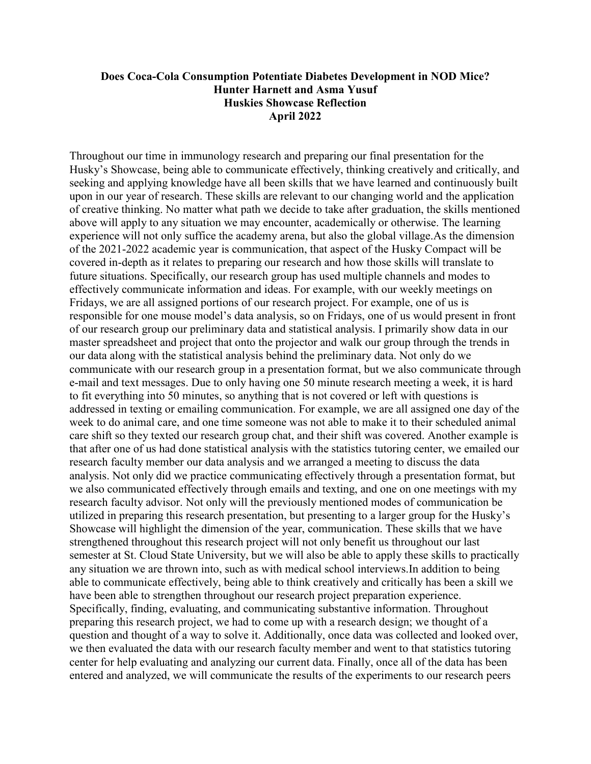**Does Coca-Cola Consumption Potentiate Diabetes Development in NOD Mice?**
**Hunter Harnett and Asma Yusuf**
**Huskies Showcase Reflection**
**April 2022**

Throughout our time in immunology research and preparing our final presentation for the Husky's Showcase, being able to communicate effectively, thinking creatively and critically, and seeking and applying knowledge have all been skills that we have learned and continuously built upon in our year of research. These skills are relevant to our changing world and the application of creative thinking. No matter what path we decide to take after graduation, the skills mentioned above will apply to any situation we may encounter, academically or otherwise. The learning experience will not only suffice the academy arena, but also the global village.As the dimension of the 2021-2022 academic year is communication, that aspect of the Husky Compact will be covered in-depth as it relates to preparing our research and how those skills will translate to future situations. Specifically, our research group has used multiple channels and modes to effectively communicate information and ideas. For example, with our weekly meetings on Fridays, we are all assigned portions of our research project. For example, one of us is responsible for one mouse model's data analysis, so on Fridays, one of us would present in front of our research group our preliminary data and statistical analysis. I primarily show data in our master spreadsheet and project that onto the projector and walk our group through the trends in our data along with the statistical analysis behind the preliminary data. Not only do we communicate with our research group in a presentation format, but we also communicate through e-mail and text messages. Due to only having one 50 minute research meeting a week, it is hard to fit everything into 50 minutes, so anything that is not covered or left with questions is addressed in texting or emailing communication. For example, we are all assigned one day of the week to do animal care, and one time someone was not able to make it to their scheduled animal care shift so they texted our research group chat, and their shift was covered. Another example is that after one of us had done statistical analysis with the statistics tutoring center, we emailed our research faculty member our data analysis and we arranged a meeting to discuss the data analysis. Not only did we practice communicating effectively through a presentation format, but we also communicated effectively through emails and texting, and one on one meetings with my research faculty advisor. Not only will the previously mentioned modes of communication be utilized in preparing this research presentation, but presenting to a larger group for the Husky's Showcase will highlight the dimension of the year, communication. These skills that we have strengthened throughout this research project will not only benefit us throughout our last semester at St. Cloud State University, but we will also be able to apply these skills to practically any situation we are thrown into, such as with medical school interviews.In addition to being able to communicate effectively, being able to think creatively and critically has been a skill we have been able to strengthen throughout our research project preparation experience. Specifically, finding, evaluating, and communicating substantive information. Throughout preparing this research project, we had to come up with a research design; we thought of a question and thought of a way to solve it. Additionally, once data was collected and looked over, we then evaluated the data with our research faculty member and went to that statistics tutoring center for help evaluating and analyzing our current data. Finally, once all of the data has been entered and analyzed, we will communicate the results of the experiments to our research peers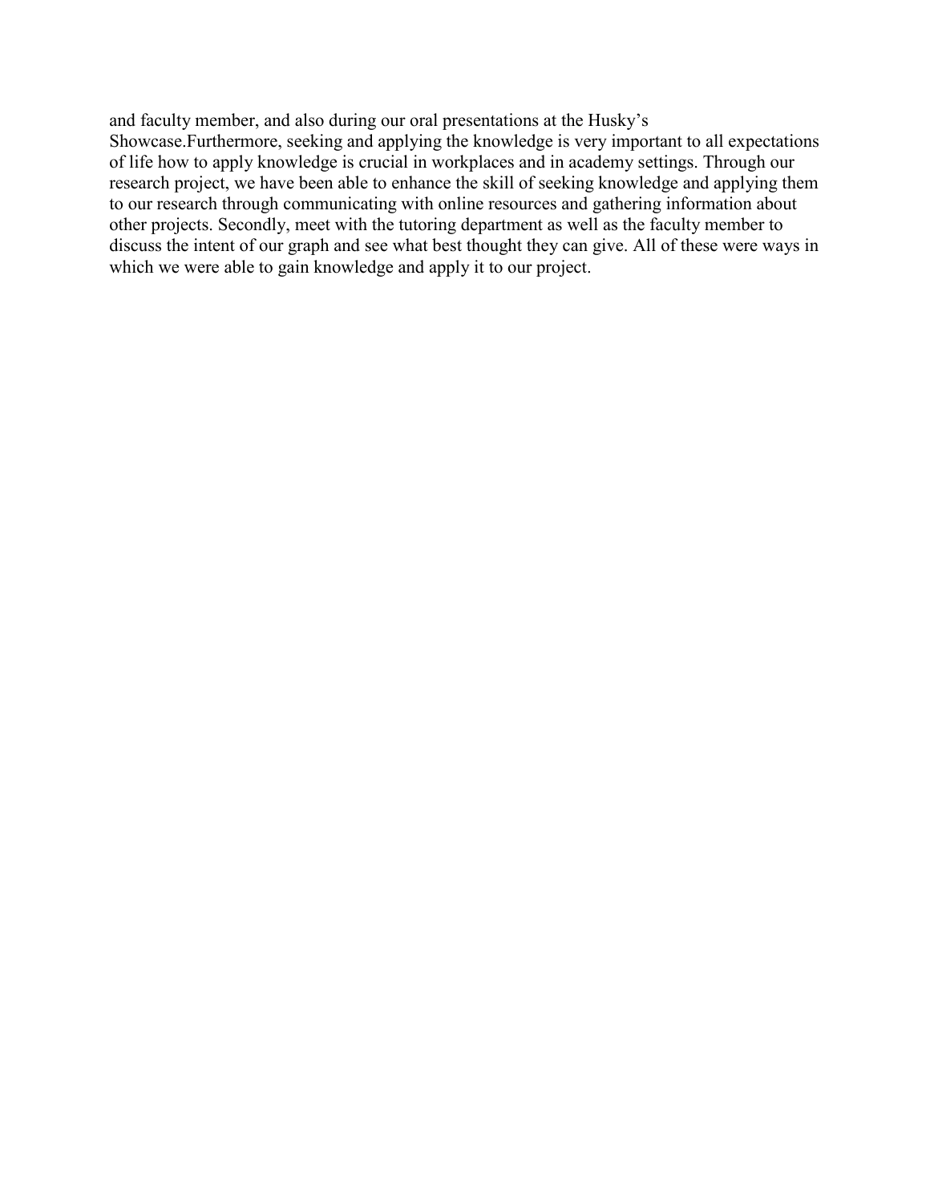and faculty member, and also during our oral presentations at the Husky's Showcase.Furthermore, seeking and applying the knowledge is very important to all expectations of life how to apply knowledge is crucial in workplaces and in academy settings. Through our research project, we have been able to enhance the skill of seeking knowledge and applying them to our research through communicating with online resources and gathering information about other projects. Secondly, meet with the tutoring department as well as the faculty member to discuss the intent of our graph and see what best thought they can give. All of these were ways in which we were able to gain knowledge and apply it to our project.